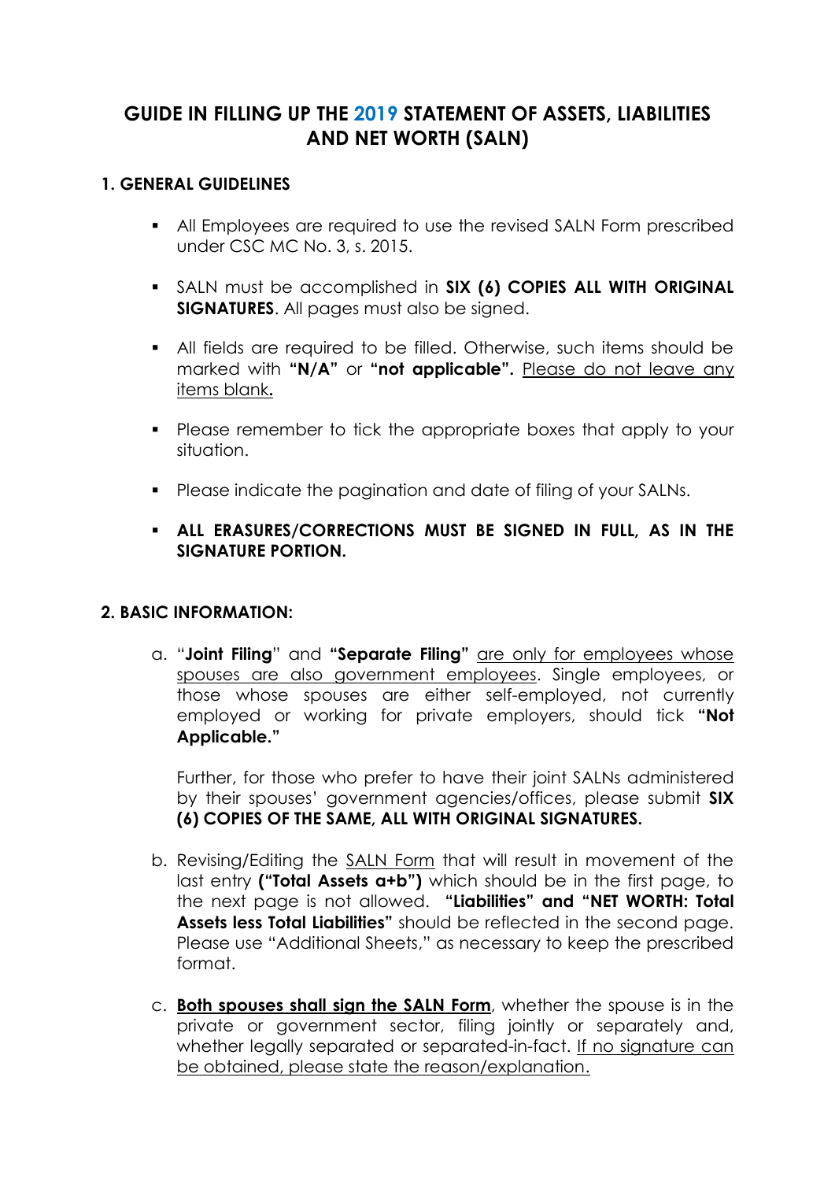# GUIDE IN FILLING UP THE 2019 STATEMENT OF ASSETS, LIABILITIES AND NET WORTH (SALN)

## 1. GENERAL GUIDELINES

- All Employees are required to use the revised SALN Form prescribed under CSC MC No. 3, s. 2015.
- SALN must be accomplished in **SIX (6) COPIES ALL WITH ORIGINAL SIGNATURES**. All pages must also be signed.
- All fields are required to be filled. Otherwise, such items should be marked with **"N/A"** or **"not applicable".** <u>Please do not leave any items blank</u>**.**
- Please remember to tick the appropriate boxes that apply to your situation.
- Please indicate the pagination and date of filing of your SALNs.
- **ALL ERASURES/CORRECTIONS MUST BE SIGNED IN FULL, AS IN THE SIGNATURE PORTION.**

## 2. BASIC INFORMATION:

a. "**Joint Filing**" and **"Separate Filing"** <u>are only for employees whose spouses are also government employees</u>. Single employees, or those whose spouses are either self-employed, not currently employed or working for private employers, should tick **"Not Applicable."**

   Further, for those who prefer to have their joint SALNs administered by their spouses' government agencies/offices, please submit **SIX (6) COPIES OF THE SAME, ALL WITH ORIGINAL SIGNATURES.**

b. Revising/Editing the <u>SALN Form</u> that will result in movement of the last entry **("Total Assets a+b")** which should be in the first page, to the next page is not allowed. **"Liabilities" and "NET WORTH: Total Assets less Total Liabilities"** should be reflected in the second page. Please use "Additional Sheets," as necessary to keep the prescribed format.

c. **<u>Both spouses shall sign the SALN Form</u>**, whether the spouse is in the private or government sector, filing jointly or separately and, whether legally separated or separated-in-fact. <u>If no signature can be obtained, please state the reason/explanation.</u>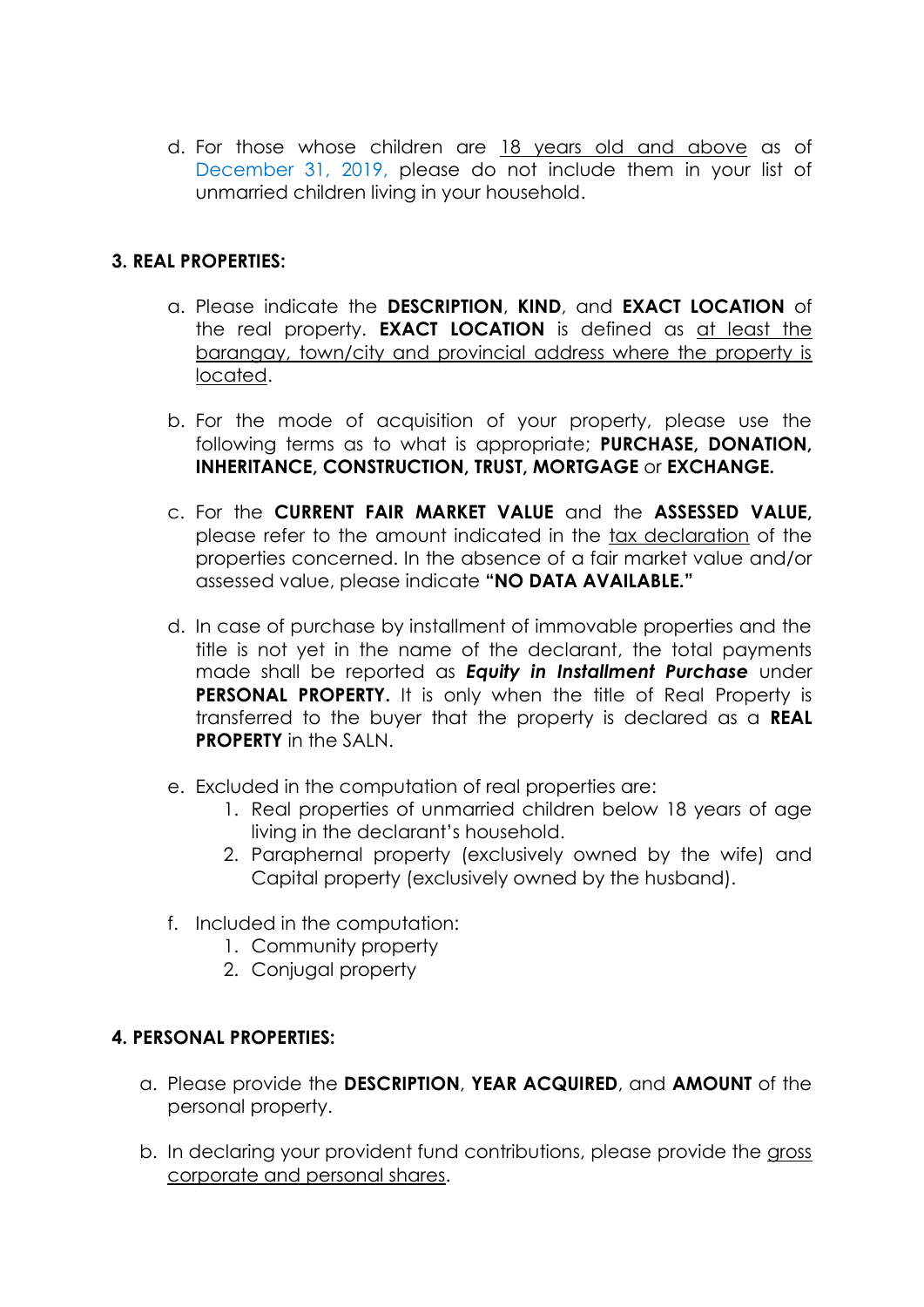d. For those whose children are <u>18 years old and above</u> as of December 31, 2019, please do not include them in your list of unmarried children living in your household.

### 3. REAL PROPERTIES:

a. Please indicate the **DESCRIPTION**, **KIND**, and **EXACT LOCATION** of the real property. **EXACT LOCATION** is defined as <u>at least the barangay, town/city and provincial address where the property is located</u>.

b. For the mode of acquisition of your property, please use the following terms as to what is appropriate; **PURCHASE, DONATION, INHERITANCE, CONSTRUCTION, TRUST, MORTGAGE** or **EXCHANGE.**

c. For the **CURRENT FAIR MARKET VALUE** and the **ASSESSED VALUE,** please refer to the amount indicated in the <u>tax declaration</u> of the properties concerned. In the absence of a fair market value and/or assessed value, please indicate **"NO DATA AVAILABLE."**

d. In case of purchase by installment of immovable properties and the title is not yet in the name of the declarant, the total payments made shall be reported as ***Equity in Installment Purchase*** under **PERSONAL PROPERTY.** It is only when the title of Real Property is transferred to the buyer that the property is declared as a **REAL PROPERTY** in the SALN.

e. Excluded in the computation of real properties are:
   1. Real properties of unmarried children below 18 years of age living in the declarant's household.
   2. Paraphernal property (exclusively owned by the wife) and Capital property (exclusively owned by the husband).

f. Included in the computation:
   1. Community property
   2. Conjugal property

### 4. PERSONAL PROPERTIES:

a. Please provide the **DESCRIPTION**, **YEAR ACQUIRED**, and **AMOUNT** of the personal property.

b. In declaring your provident fund contributions, please provide the <u>gross corporate and personal shares</u>.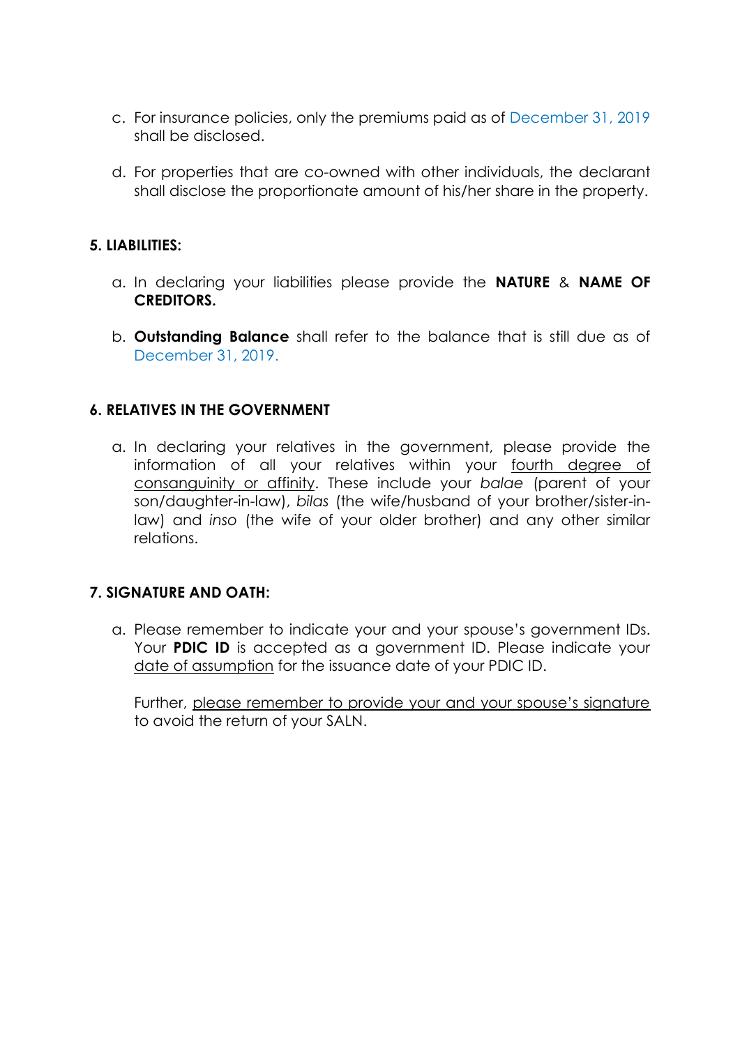c. For insurance policies, only the premiums paid as of December 31, 2019 shall be disclosed.

d. For properties that are co-owned with other individuals, the declarant shall disclose the proportionate amount of his/her share in the property.

**5. LIABILITIES:**

a. In declaring your liabilities please provide the **NATURE** & **NAME OF CREDITORS.**

b. **Outstanding Balance** shall refer to the balance that is still due as of December 31, 2019.

**6. RELATIVES IN THE GOVERNMENT**

a. In declaring your relatives in the government, please provide the information of all your relatives within your fourth degree of consanguinity or affinity. These include your *balae* (parent of your son/daughter-in-law), *bilas* (the wife/husband of your brother/sister-in-law) and *inso* (the wife of your older brother) and any other similar relations.

**7. SIGNATURE AND OATH:**

a. Please remember to indicate your and your spouse's government IDs. Your **PDIC ID** is accepted as a government ID. Please indicate your date of assumption for the issuance date of your PDIC ID.

Further, please remember to provide your and your spouse's signature to avoid the return of your SALN.